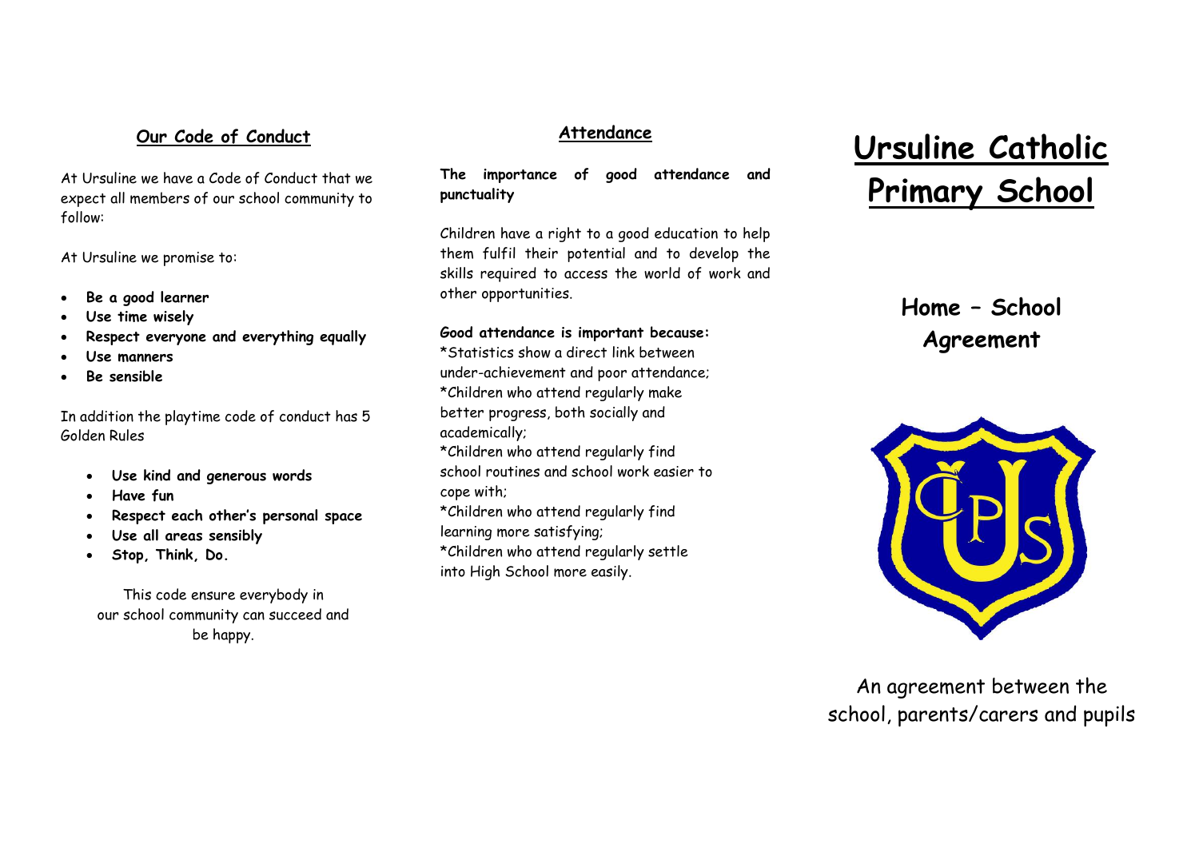## Our Code of Conduct

At Ursuline we have a Code of Conduct that we expect all members of our school community to follow:

At Ursuline we promise to:

- **Be a good learner**
- **Use time wisely**
- **Respect everyone and everything equally**
- **Use manners**
- **Be sensible**

In addition the playtime code of conduct has 5 Golden Rules

- **Use kind and generous words**
- **Have fun**
- **Respect each other's personal space**
- **Use all areas sensibly**
- **Stop, Think, Do.**

This code ensure everybody in our school community can succeed and be happy.

## Attendance

**The importance of good attendance and punctuality**

Children have a right to a good education to help them fulfil their potential and to develop the skills required to access the world of work and other opportunities.

**Good attendance is important because:**

*Statistics show a direct link between under-achievement and poor attendance;
*Children who attend regularly make better progress, both socially and academically;
*Children who attend regularly find school routines and school work easier to cope with;
*Children who attend regularly find learning more satisfying;
*Children who attend regularly settle into High School more easily.

# Ursuline Catholic Primary School

## Home – School Agreement

An agreement between the school, parents/carers and pupils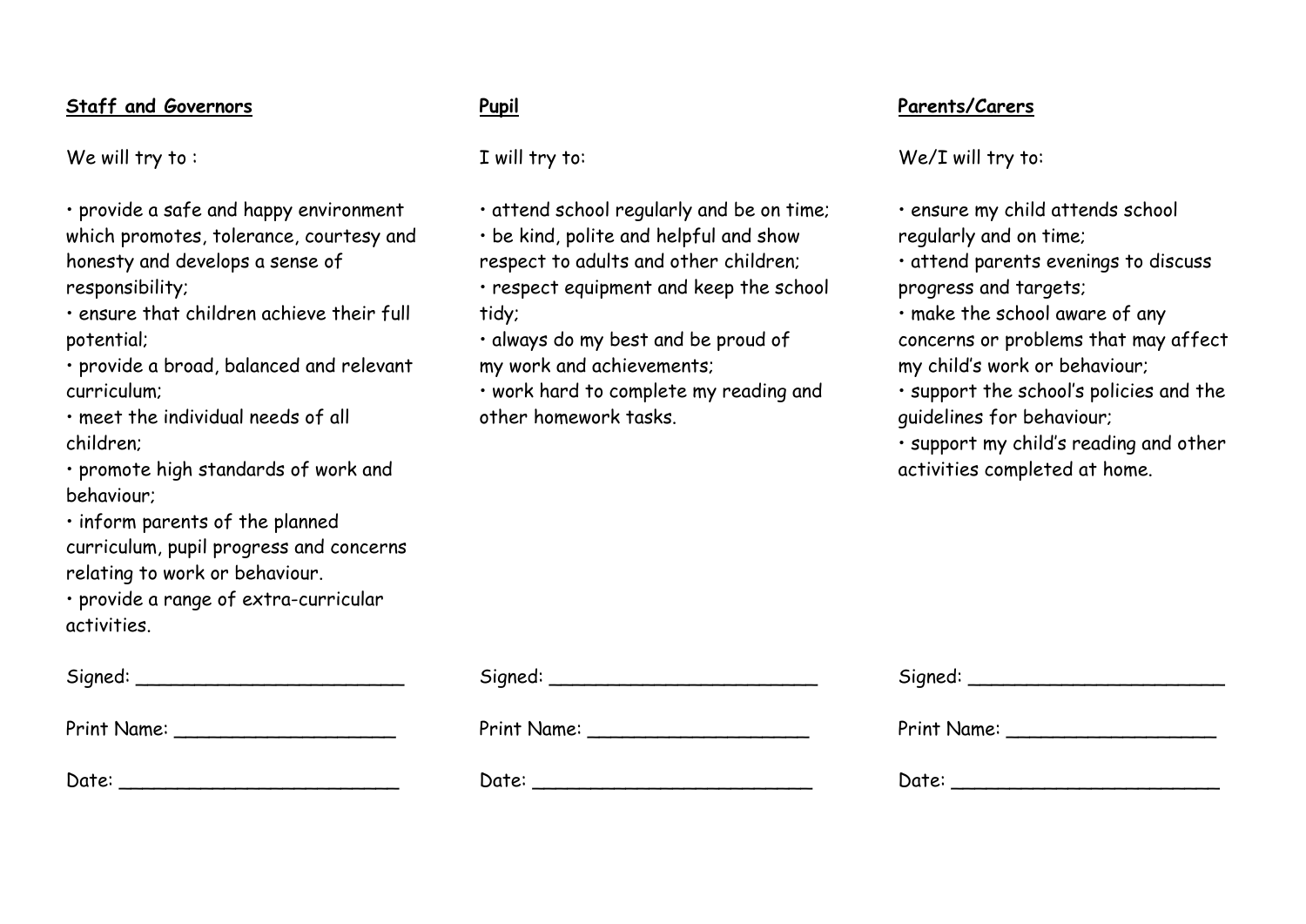**Staff and Governors**

We will try to :

• provide a safe and happy environment which promotes, tolerance, courtesy and honesty and develops a sense of responsibility;
• ensure that children achieve their full potential;
• provide a broad, balanced and relevant curriculum;
• meet the individual needs of all children;
• promote high standards of work and behaviour;
• inform parents of the planned curriculum, pupil progress and concerns relating to work or behaviour.
• provide a range of extra-curricular activities.

Signed: ________________________

Print Name: ___________________

Date: _________________________

**Pupil**

I will try to:

• attend school regularly and be on time;
• be kind, polite and helpful and show respect to adults and other children;
• respect equipment and keep the school tidy;
• always do my best and be proud of my work and achievements;
• work hard to complete my reading and other homework tasks.

Signed: ________________________

Print Name: ___________________

Date: _________________________

**Parents/Carers**

We/I will try to:

• ensure my child attends school regularly and on time;
• attend parents evenings to discuss progress and targets;
• make the school aware of any concerns or problems that may affect my child's work or behaviour;
• support the school's policies and the guidelines for behaviour;
• support my child's reading and other activities completed at home.

Signed: _______________________

Print Name: __________________

Date: ________________________